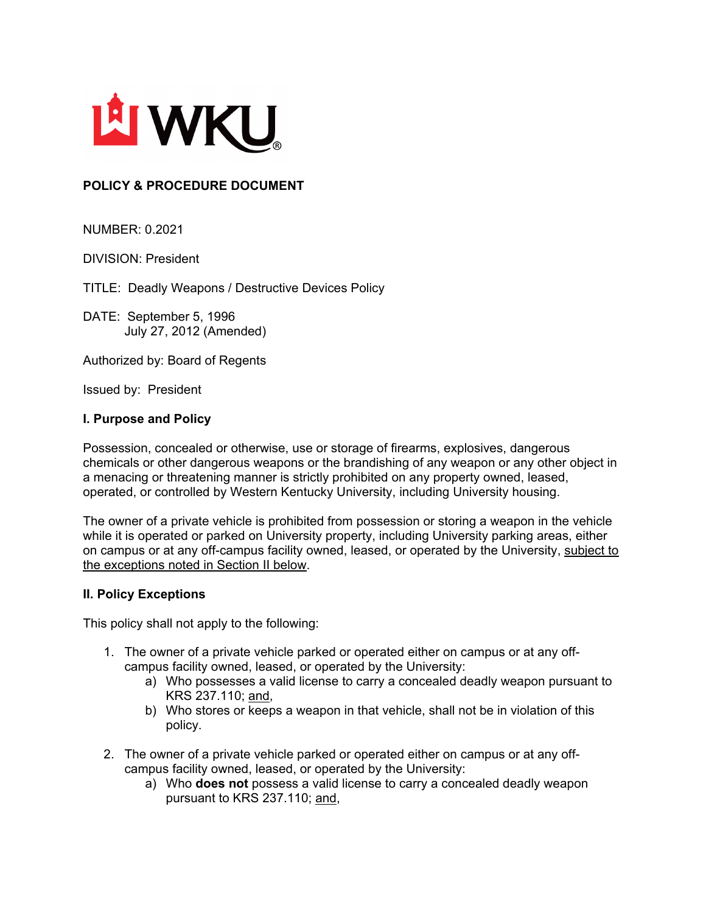WKU

**POLICY & PROCEDURE DOCUMENT**

NUMBER: 0.2021

DIVISION: President

TITLE: Deadly Weapons / Destructive Devices Policy

DATE: September 5, 1996
July 27, 2012 (Amended)

Authorized by: Board of Regents

Issued by: President

### I. Purpose and Policy

Possession, concealed or otherwise, use or storage of firearms, explosives, dangerous chemicals or other dangerous weapons or the brandishing of any weapon or any other object in a menacing or threatening manner is strictly prohibited on any property owned, leased, operated, or controlled by Western Kentucky University, including University housing.

The owner of a private vehicle is prohibited from possession or storing a weapon in the vehicle while it is operated or parked on University property, including University parking areas, either on campus or at any off-campus facility owned, leased, or operated by the University, <u>subject to the exceptions noted in Section II below</u>.

### II. Policy Exceptions

This policy shall not apply to the following:

1. The owner of a private vehicle parked or operated either on campus or at any off-campus facility owned, leased, or operated by the University:
   a) Who possesses a valid license to carry a concealed deadly weapon pursuant to KRS 237.110; <u>and</u>,
   b) Who stores or keeps a weapon in that vehicle, shall not be in violation of this policy.

2. The owner of a private vehicle parked or operated either on campus or at any off-campus facility owned, leased, or operated by the University:
   a) Who **does not** possess a valid license to carry a concealed deadly weapon pursuant to KRS 237.110; <u>and</u>,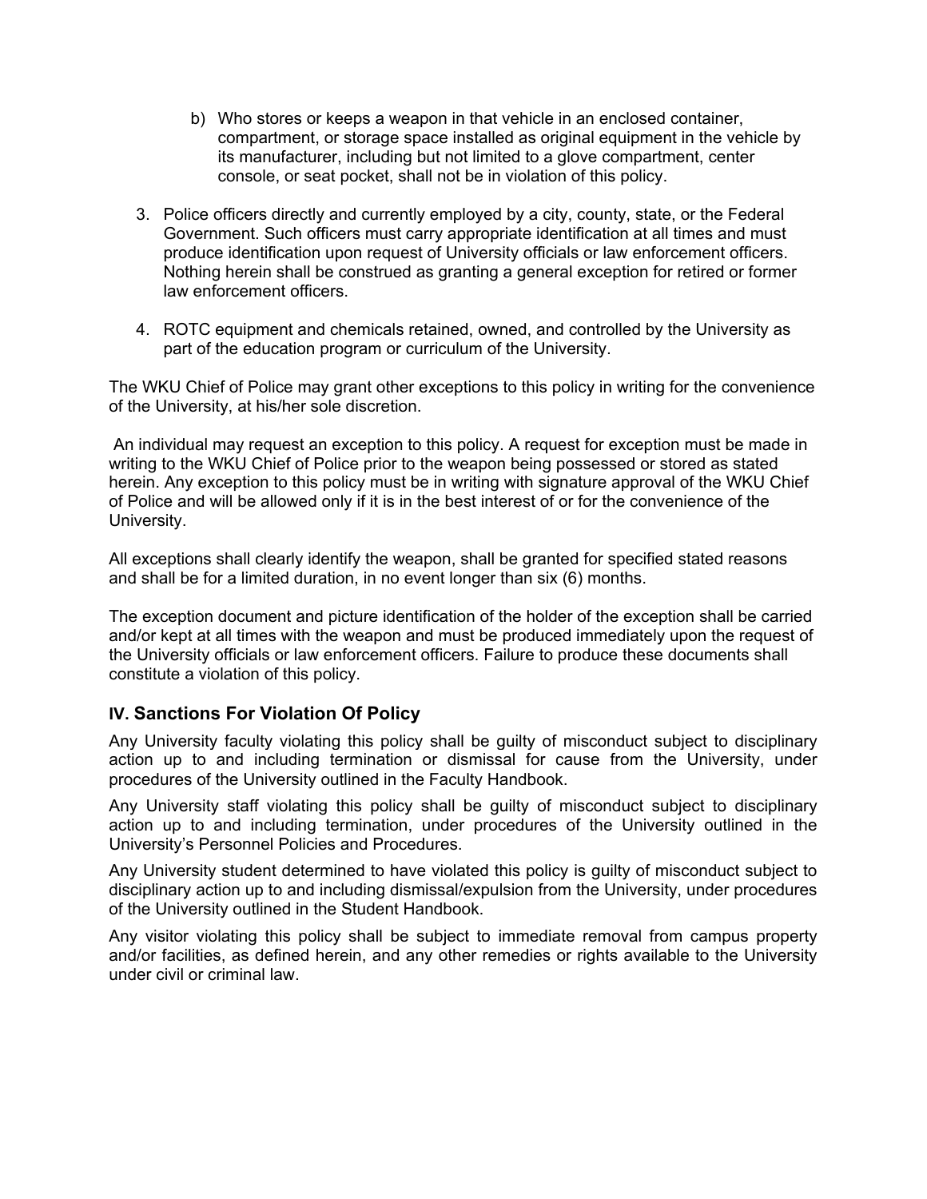b) Who stores or keeps a weapon in that vehicle in an enclosed container, compartment, or storage space installed as original equipment in the vehicle by its manufacturer, including but not limited to a glove compartment, center console, or seat pocket, shall not be in violation of this policy.

3. Police officers directly and currently employed by a city, county, state, or the Federal Government. Such officers must carry appropriate identification at all times and must produce identification upon request of University officials or law enforcement officers. Nothing herein shall be construed as granting a general exception for retired or former law enforcement officers.

4. ROTC equipment and chemicals retained, owned, and controlled by the University as part of the education program or curriculum of the University.

The WKU Chief of Police may grant other exceptions to this policy in writing for the convenience of the University, at his/her sole discretion.

An individual may request an exception to this policy. A request for exception must be made in writing to the WKU Chief of Police prior to the weapon being possessed or stored as stated herein. Any exception to this policy must be in writing with signature approval of the WKU Chief of Police and will be allowed only if it is in the best interest of or for the convenience of the University.

All exceptions shall clearly identify the weapon, shall be granted for specified stated reasons and shall be for a limited duration, in no event longer than six (6) months.

The exception document and picture identification of the holder of the exception shall be carried and/or kept at all times with the weapon and must be produced immediately upon the request of the University officials or law enforcement officers. Failure to produce these documents shall constitute a violation of this policy.

## IV. Sanctions For Violation Of Policy

Any University faculty violating this policy shall be guilty of misconduct subject to disciplinary action up to and including termination or dismissal for cause from the University, under procedures of the University outlined in the Faculty Handbook.

Any University staff violating this policy shall be guilty of misconduct subject to disciplinary action up to and including termination, under procedures of the University outlined in the University's Personnel Policies and Procedures.

Any University student determined to have violated this policy is guilty of misconduct subject to disciplinary action up to and including dismissal/expulsion from the University, under procedures of the University outlined in the Student Handbook.

Any visitor violating this policy shall be subject to immediate removal from campus property and/or facilities, as defined herein, and any other remedies or rights available to the University under civil or criminal law.